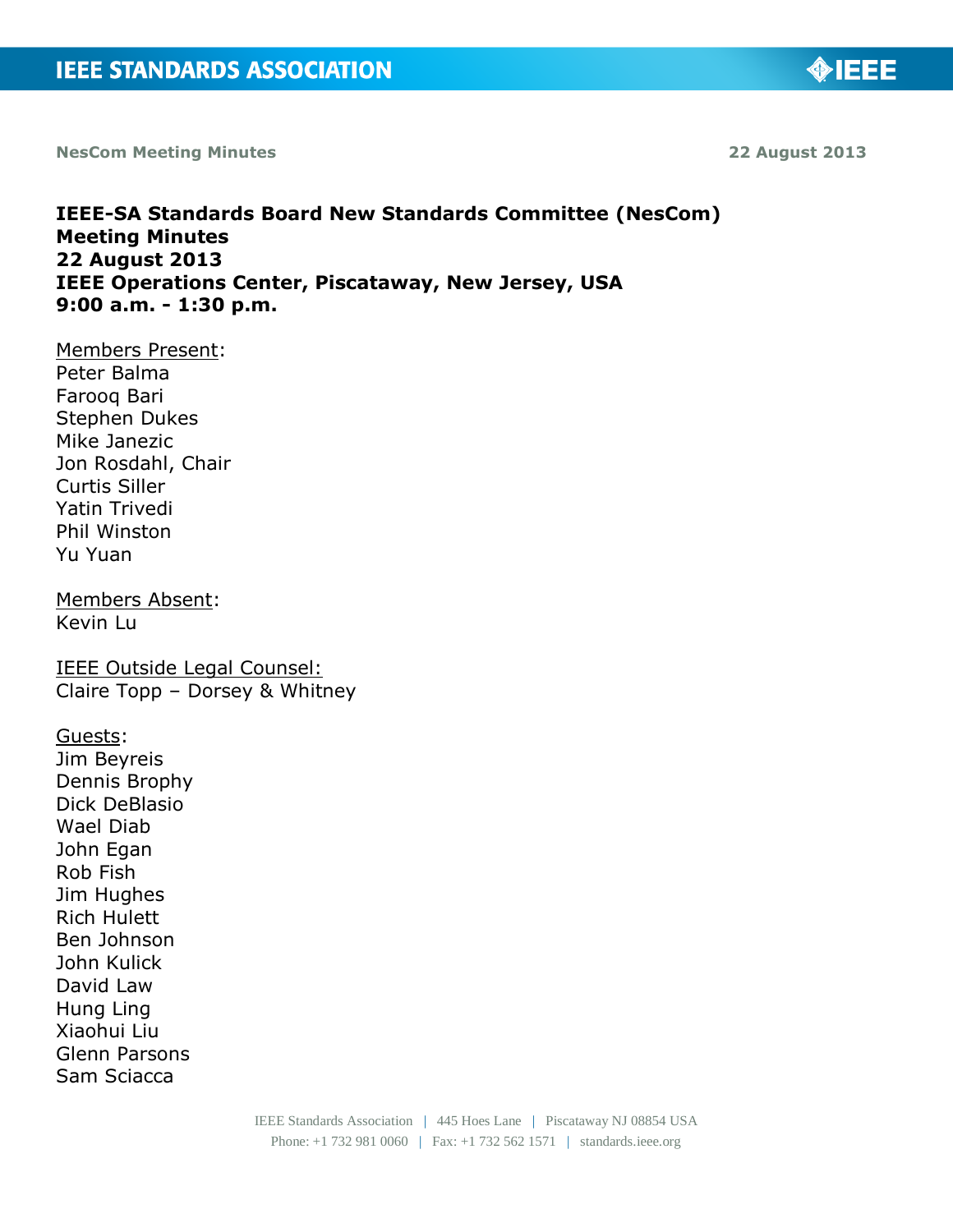NesCom Meeting Minutes 22 August 2013

**IEEE-SA Standards Board New Standards Committee (NesCom)**
**Meeting Minutes**
**22 August 2013**
**IEEE Operations Center, Piscataway, New Jersey, USA**
**9:00 a.m. - 1:30 p.m.**

Members Present:
Peter Balma
Farooq Bari
Stephen Dukes
Mike Janezic
Jon Rosdahl, Chair
Curtis Siller
Yatin Trivedi
Phil Winston
Yu Yuan

Members Absent:
Kevin Lu

IEEE Outside Legal Counsel:
Claire Topp – Dorsey & Whitney

Guests:
Jim Beyreis
Dennis Brophy
Dick DeBlasio
Wael Diab
John Egan
Rob Fish
Jim Hughes
Rich Hulett
Ben Johnson
John Kulick
David Law
Hung Ling
Xiaohui Liu
Glenn Parsons
Sam Sciacca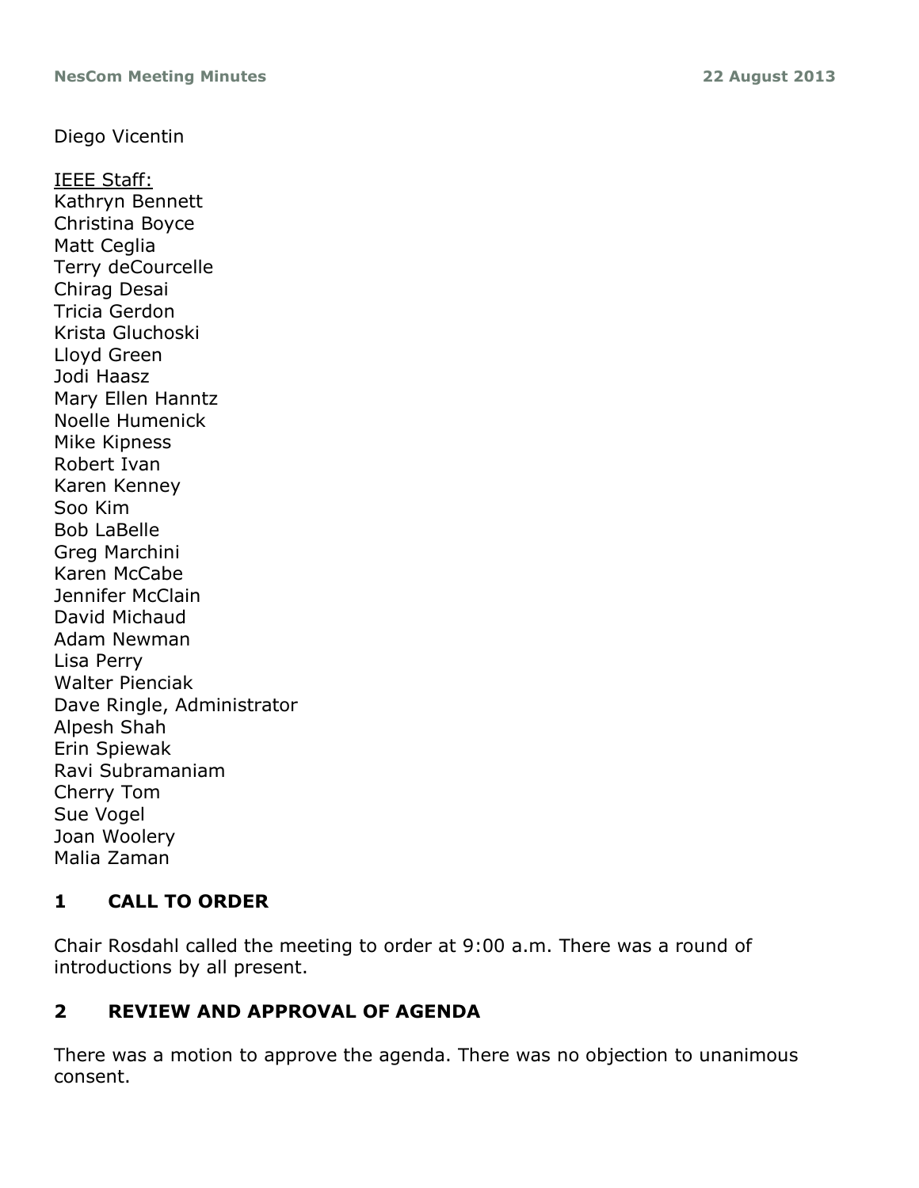Diego Vicentin

IEEE Staff:
Kathryn Bennett
Christina Boyce
Matt Ceglia
Terry deCourcelle
Chirag Desai
Tricia Gerdon
Krista Gluchoski
Lloyd Green
Jodi Haasz
Mary Ellen Hanntz
Noelle Humenick
Mike Kipness
Robert Ivan
Karen Kenney
Soo Kim
Bob LaBelle
Greg Marchini
Karen McCabe
Jennifer McClain
David Michaud
Adam Newman
Lisa Perry
Walter Pienciak
Dave Ringle, Administrator
Alpesh Shah
Erin Spiewak
Ravi Subramaniam
Cherry Tom
Sue Vogel
Joan Woolery
Malia Zaman

## 1 CALL TO ORDER

Chair Rosdahl called the meeting to order at 9:00 a.m. There was a round of introductions by all present.

## 2 REVIEW AND APPROVAL OF AGENDA

There was a motion to approve the agenda. There was no objection to unanimous consent.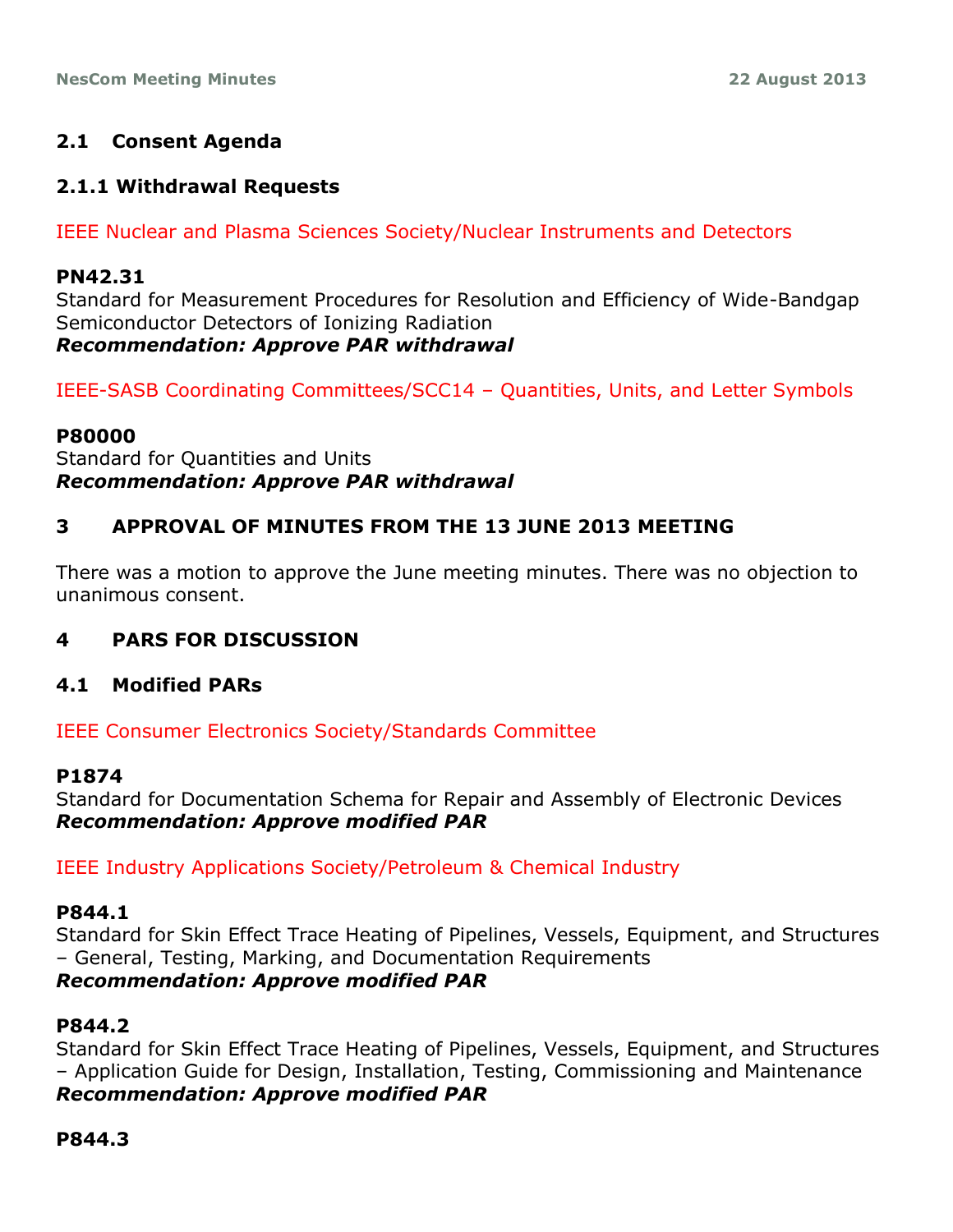## 2.1 Consent Agenda

### 2.1.1 Withdrawal Requests

IEEE Nuclear and Plasma Sciences Society/Nuclear Instruments and Detectors

**PN42.31**
Standard for Measurement Procedures for Resolution and Efficiency of Wide-Bandgap Semiconductor Detectors of Ionizing Radiation
***Recommendation: Approve PAR withdrawal***

IEEE-SASB Coordinating Committees/SCC14 – Quantities, Units, and Letter Symbols

**P80000**
Standard for Quantities and Units
***Recommendation: Approve PAR withdrawal***

## 3 APPROVAL OF MINUTES FROM THE 13 JUNE 2013 MEETING

There was a motion to approve the June meeting minutes. There was no objection to unanimous consent.

## 4 PARS FOR DISCUSSION

## 4.1 Modified PARs

IEEE Consumer Electronics Society/Standards Committee

**P1874**
Standard for Documentation Schema for Repair and Assembly of Electronic Devices
***Recommendation: Approve modified PAR***

IEEE Industry Applications Society/Petroleum & Chemical Industry

**P844.1**
Standard for Skin Effect Trace Heating of Pipelines, Vessels, Equipment, and Structures – General, Testing, Marking, and Documentation Requirements
***Recommendation: Approve modified PAR***

**P844.2**
Standard for Skin Effect Trace Heating of Pipelines, Vessels, Equipment, and Structures – Application Guide for Design, Installation, Testing, Commissioning and Maintenance
***Recommendation: Approve modified PAR***

**P844.3**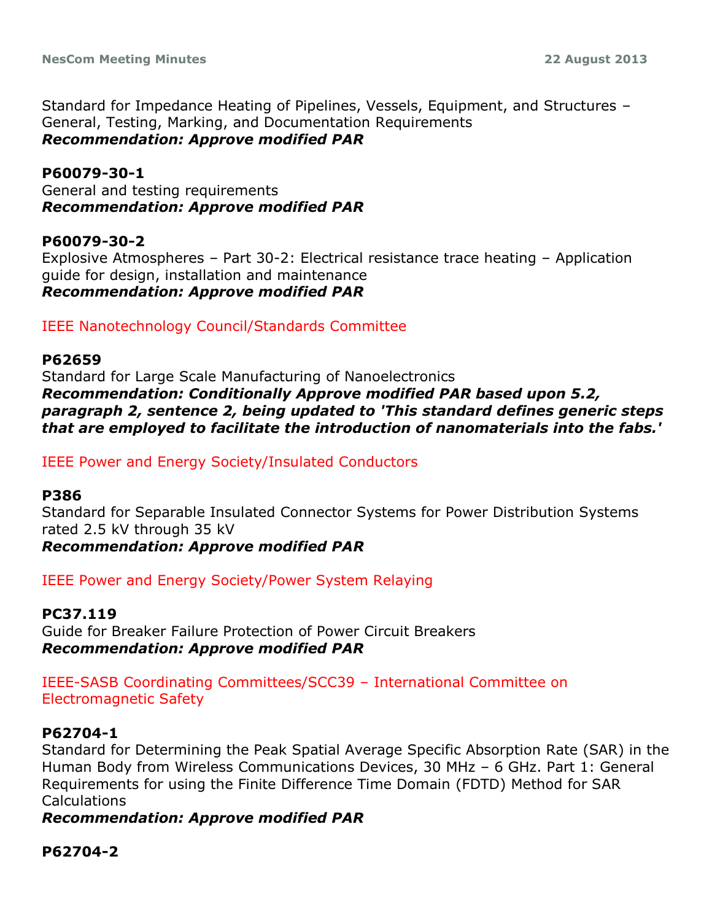Standard for Impedance Heating of Pipelines, Vessels, Equipment, and Structures – General, Testing, Marking, and Documentation Requirements
***Recommendation: Approve modified PAR***

**P60079-30-1**
General and testing requirements
***Recommendation: Approve modified PAR***

**P60079-30-2**
Explosive Atmospheres – Part 30-2: Electrical resistance trace heating – Application guide for design, installation and maintenance
***Recommendation: Approve modified PAR***

IEEE Nanotechnology Council/Standards Committee

**P62659**
Standard for Large Scale Manufacturing of Nanoelectronics
***Recommendation: Conditionally Approve modified PAR based upon 5.2, paragraph 2, sentence 2, being updated to 'This standard defines generic steps that are employed to facilitate the introduction of nanomaterials into the fabs.'***

IEEE Power and Energy Society/Insulated Conductors

**P386**
Standard for Separable Insulated Connector Systems for Power Distribution Systems rated 2.5 kV through 35 kV
***Recommendation: Approve modified PAR***

IEEE Power and Energy Society/Power System Relaying

**PC37.119**
Guide for Breaker Failure Protection of Power Circuit Breakers
***Recommendation: Approve modified PAR***

IEEE-SASB Coordinating Committees/SCC39 – International Committee on Electromagnetic Safety

**P62704-1**
Standard for Determining the Peak Spatial Average Specific Absorption Rate (SAR) in the Human Body from Wireless Communications Devices, 30 MHz – 6 GHz. Part 1: General Requirements for using the Finite Difference Time Domain (FDTD) Method for SAR Calculations
***Recommendation: Approve modified PAR***

**P62704-2**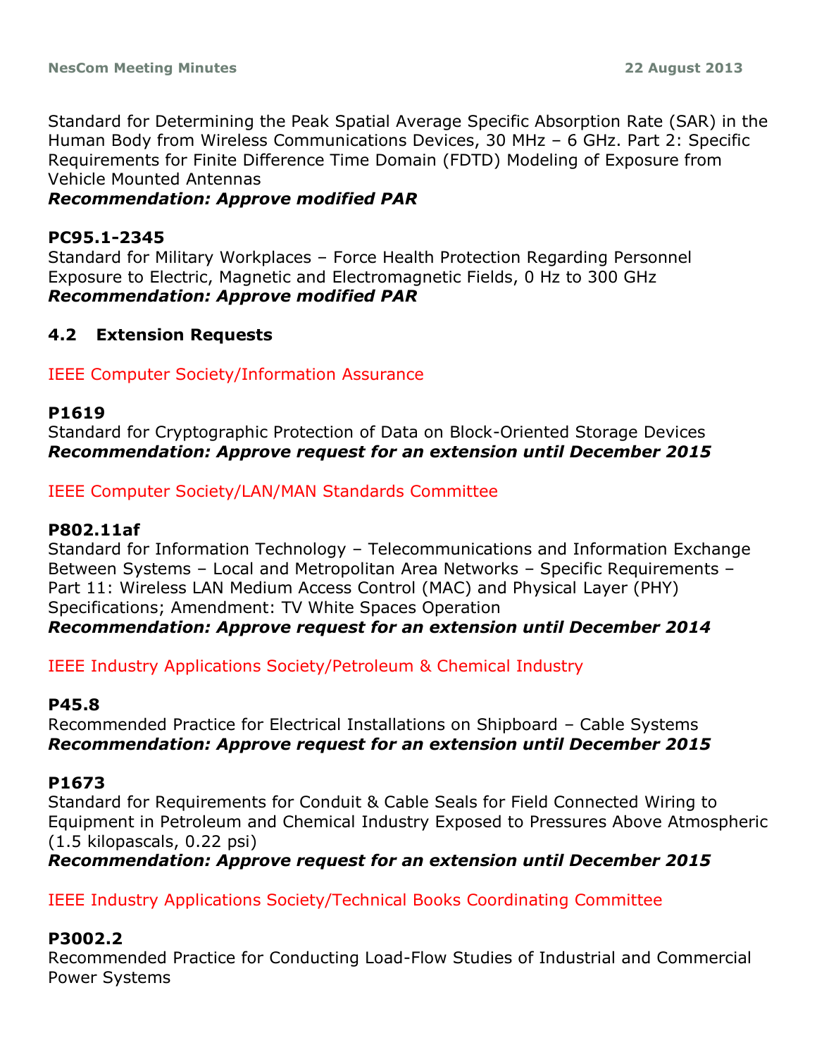Standard for Determining the Peak Spatial Average Specific Absorption Rate (SAR) in the Human Body from Wireless Communications Devices, 30 MHz – 6 GHz. Part 2: Specific Requirements for Finite Difference Time Domain (FDTD) Modeling of Exposure from Vehicle Mounted Antennas
***Recommendation: Approve modified PAR***

**PC95.1-2345**
Standard for Military Workplaces – Force Health Protection Regarding Personnel Exposure to Electric, Magnetic and Electromagnetic Fields, 0 Hz to 300 GHz
***Recommendation: Approve modified PAR***

### 4.2 Extension Requests

IEEE Computer Society/Information Assurance

**P1619**
Standard for Cryptographic Protection of Data on Block-Oriented Storage Devices
***Recommendation: Approve request for an extension until December 2015***

IEEE Computer Society/LAN/MAN Standards Committee

**P802.11af**
Standard for Information Technology – Telecommunications and Information Exchange Between Systems – Local and Metropolitan Area Networks – Specific Requirements – Part 11: Wireless LAN Medium Access Control (MAC) and Physical Layer (PHY) Specifications; Amendment: TV White Spaces Operation
***Recommendation: Approve request for an extension until December 2014***

IEEE Industry Applications Society/Petroleum & Chemical Industry

**P45.8**
Recommended Practice for Electrical Installations on Shipboard – Cable Systems
***Recommendation: Approve request for an extension until December 2015***

**P1673**
Standard for Requirements for Conduit & Cable Seals for Field Connected Wiring to Equipment in Petroleum and Chemical Industry Exposed to Pressures Above Atmospheric (1.5 kilopascals, 0.22 psi)
***Recommendation: Approve request for an extension until December 2015***

IEEE Industry Applications Society/Technical Books Coordinating Committee

**P3002.2**
Recommended Practice for Conducting Load-Flow Studies of Industrial and Commercial Power Systems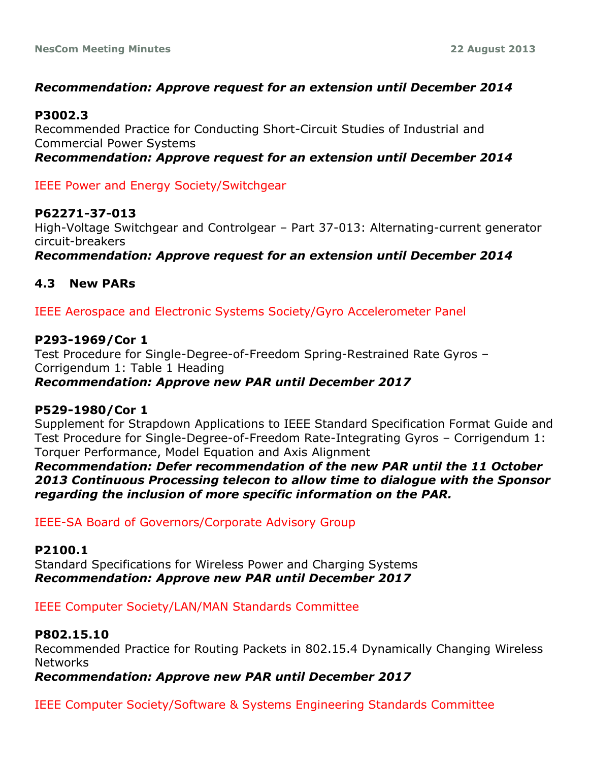***Recommendation: Approve request for an extension until December 2014***

**P3002.3**
Recommended Practice for Conducting Short-Circuit Studies of Industrial and Commercial Power Systems
***Recommendation: Approve request for an extension until December 2014***

IEEE Power and Energy Society/Switchgear

**P62271-37-013**
High-Voltage Switchgear and Controlgear – Part 37-013: Alternating-current generator circuit-breakers
***Recommendation: Approve request for an extension until December 2014***

### 4.3 New PARs

IEEE Aerospace and Electronic Systems Society/Gyro Accelerometer Panel

**P293-1969/Cor 1**
Test Procedure for Single-Degree-of-Freedom Spring-Restrained Rate Gyros – Corrigendum 1: Table 1 Heading
***Recommendation: Approve new PAR until December 2017***

**P529-1980/Cor 1**
Supplement for Strapdown Applications to IEEE Standard Specification Format Guide and Test Procedure for Single-Degree-of-Freedom Rate-Integrating Gyros – Corrigendum 1: Torquer Performance, Model Equation and Axis Alignment
***Recommendation: Defer recommendation of the new PAR until the 11 October 2013 Continuous Processing telecon to allow time to dialogue with the Sponsor regarding the inclusion of more specific information on the PAR.***

IEEE-SA Board of Governors/Corporate Advisory Group

**P2100.1**
Standard Specifications for Wireless Power and Charging Systems
***Recommendation: Approve new PAR until December 2017***

IEEE Computer Society/LAN/MAN Standards Committee

**P802.15.10**
Recommended Practice for Routing Packets in 802.15.4 Dynamically Changing Wireless Networks
***Recommendation: Approve new PAR until December 2017***

IEEE Computer Society/Software & Systems Engineering Standards Committee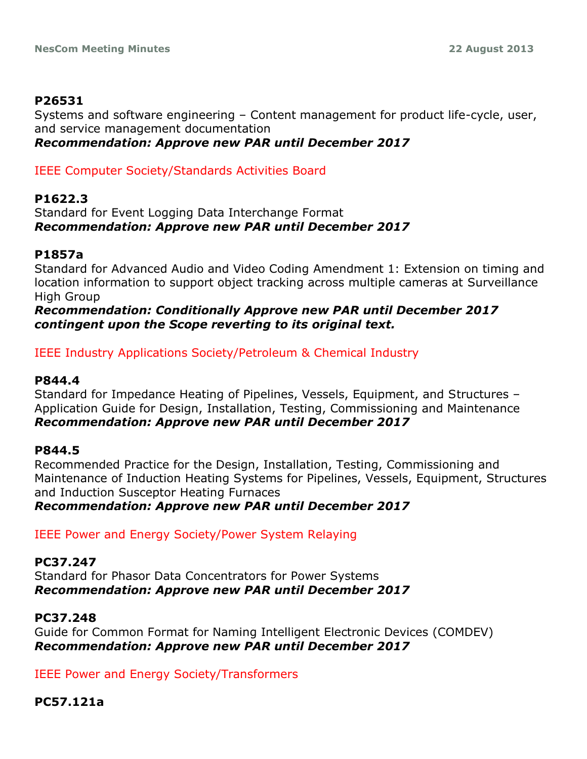**P26531**
Systems and software engineering – Content management for product life-cycle, user, and service management documentation
***Recommendation: Approve new PAR until December 2017***

IEEE Computer Society/Standards Activities Board

**P1622.3**
Standard for Event Logging Data Interchange Format
***Recommendation: Approve new PAR until December 2017***

**P1857a**
Standard for Advanced Audio and Video Coding Amendment 1: Extension on timing and location information to support object tracking across multiple cameras at Surveillance High Group
***Recommendation: Conditionally Approve new PAR until December 2017 contingent upon the Scope reverting to its original text.***

IEEE Industry Applications Society/Petroleum & Chemical Industry

**P844.4**
Standard for Impedance Heating of Pipelines, Vessels, Equipment, and Structures – Application Guide for Design, Installation, Testing, Commissioning and Maintenance
***Recommendation: Approve new PAR until December 2017***

**P844.5**
Recommended Practice for the Design, Installation, Testing, Commissioning and Maintenance of Induction Heating Systems for Pipelines, Vessels, Equipment, Structures and Induction Susceptor Heating Furnaces
***Recommendation: Approve new PAR until December 2017***

IEEE Power and Energy Society/Power System Relaying

**PC37.247**
Standard for Phasor Data Concentrators for Power Systems
***Recommendation: Approve new PAR until December 2017***

**PC37.248**
Guide for Common Format for Naming Intelligent Electronic Devices (COMDEV)
***Recommendation: Approve new PAR until December 2017***

IEEE Power and Energy Society/Transformers

**PC57.121a**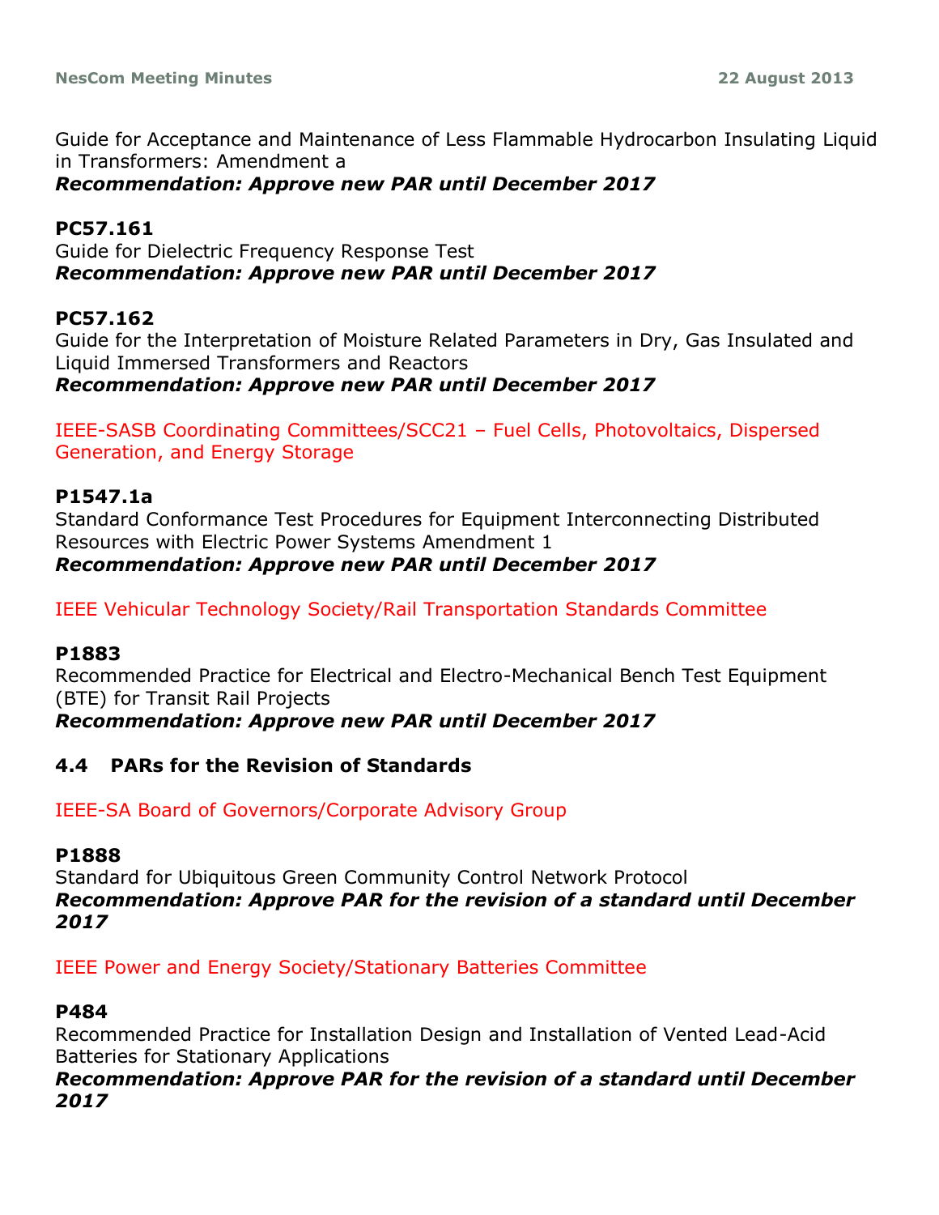Guide for Acceptance and Maintenance of Less Flammable Hydrocarbon Insulating Liquid in Transformers: Amendment a
***Recommendation: Approve new PAR until December 2017***

**PC57.161**
Guide for Dielectric Frequency Response Test
***Recommendation: Approve new PAR until December 2017***

**PC57.162**
Guide for the Interpretation of Moisture Related Parameters in Dry, Gas Insulated and Liquid Immersed Transformers and Reactors
***Recommendation: Approve new PAR until December 2017***

IEEE-SASB Coordinating Committees/SCC21 – Fuel Cells, Photovoltaics, Dispersed Generation, and Energy Storage

**P1547.1a**
Standard Conformance Test Procedures for Equipment Interconnecting Distributed Resources with Electric Power Systems Amendment 1
***Recommendation: Approve new PAR until December 2017***

IEEE Vehicular Technology Society/Rail Transportation Standards Committee

**P1883**
Recommended Practice for Electrical and Electro-Mechanical Bench Test Equipment (BTE) for Transit Rail Projects
***Recommendation: Approve new PAR until December 2017***

### 4.4 PARs for the Revision of Standards

IEEE-SA Board of Governors/Corporate Advisory Group

**P1888**
Standard for Ubiquitous Green Community Control Network Protocol
***Recommendation: Approve PAR for the revision of a standard until December 2017***

IEEE Power and Energy Society/Stationary Batteries Committee

**P484**
Recommended Practice for Installation Design and Installation of Vented Lead-Acid Batteries for Stationary Applications
***Recommendation: Approve PAR for the revision of a standard until December 2017***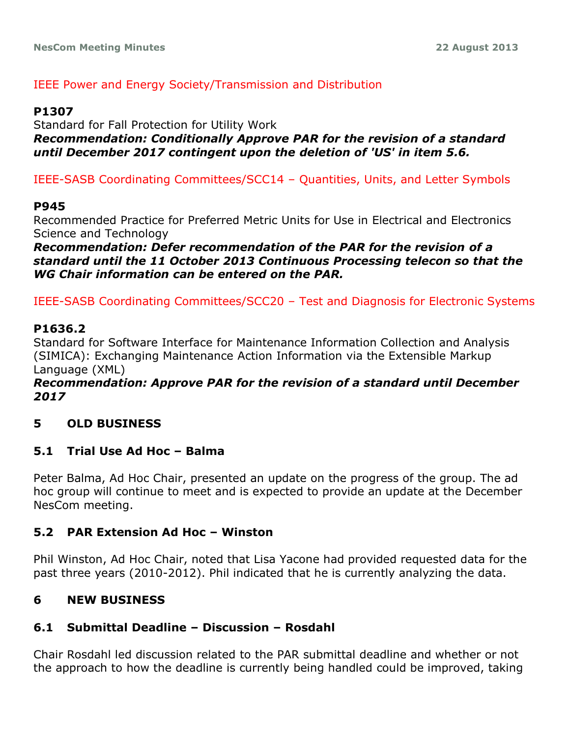IEEE Power and Energy Society/Transmission and Distribution

**P1307**
Standard for Fall Protection for Utility Work
***Recommendation: Conditionally Approve PAR for the revision of a standard until December 2017 contingent upon the deletion of 'US' in item 5.6.***

IEEE-SASB Coordinating Committees/SCC14 – Quantities, Units, and Letter Symbols

**P945**
Recommended Practice for Preferred Metric Units for Use in Electrical and Electronics Science and Technology
***Recommendation: Defer recommendation of the PAR for the revision of a standard until the 11 October 2013 Continuous Processing telecon so that the WG Chair information can be entered on the PAR.***

IEEE-SASB Coordinating Committees/SCC20 – Test and Diagnosis for Electronic Systems

**P1636.2**
Standard for Software Interface for Maintenance Information Collection and Analysis (SIMICA): Exchanging Maintenance Action Information via the Extensible Markup Language (XML)
***Recommendation: Approve PAR for the revision of a standard until December 2017***

## 5 OLD BUSINESS

### 5.1 Trial Use Ad Hoc – Balma

Peter Balma, Ad Hoc Chair, presented an update on the progress of the group. The ad hoc group will continue to meet and is expected to provide an update at the December NesCom meeting.

### 5.2 PAR Extension Ad Hoc – Winston

Phil Winston, Ad Hoc Chair, noted that Lisa Yacone had provided requested data for the past three years (2010-2012). Phil indicated that he is currently analyzing the data.

## 6 NEW BUSINESS

### 6.1 Submittal Deadline – Discussion – Rosdahl

Chair Rosdahl led discussion related to the PAR submittal deadline and whether or not the approach to how the deadline is currently being handled could be improved, taking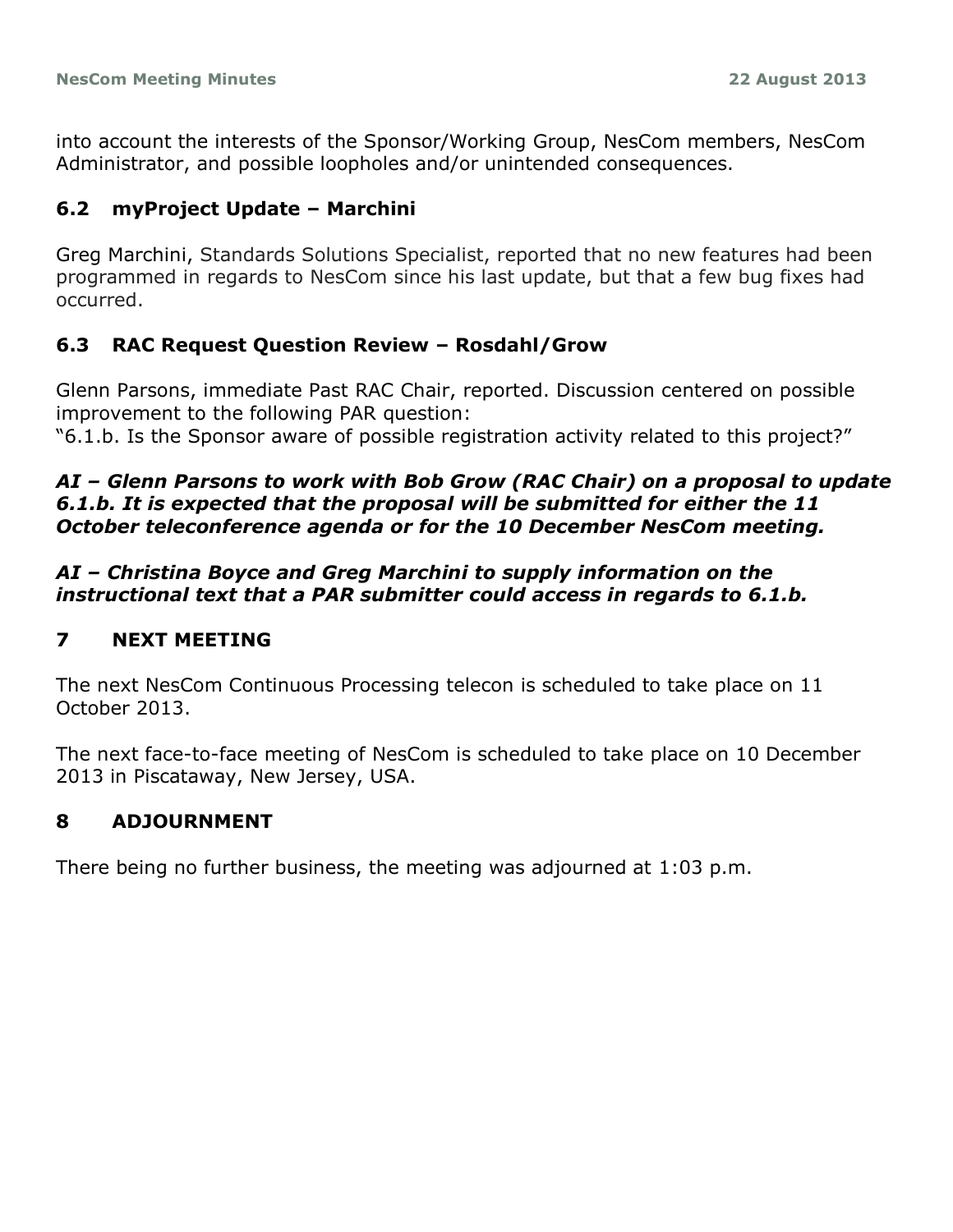into account the interests of the Sponsor/Working Group, NesCom members, NesCom Administrator, and possible loopholes and/or unintended consequences.

### 6.2 myProject Update – Marchini

Greg Marchini, Standards Solutions Specialist, reported that no new features had been programmed in regards to NesCom since his last update, but that a few bug fixes had occurred.

### 6.3 RAC Request Question Review – Rosdahl/Grow

Glenn Parsons, immediate Past RAC Chair, reported. Discussion centered on possible improvement to the following PAR question:
"6.1.b. Is the Sponsor aware of possible registration activity related to this project?"

***AI – Glenn Parsons to work with Bob Grow (RAC Chair) on a proposal to update 6.1.b. It is expected that the proposal will be submitted for either the 11 October teleconference agenda or for the 10 December NesCom meeting.***

***AI – Christina Boyce and Greg Marchini to supply information on the instructional text that a PAR submitter could access in regards to 6.1.b.***

## 7 NEXT MEETING

The next NesCom Continuous Processing telecon is scheduled to take place on 11 October 2013.

The next face-to-face meeting of NesCom is scheduled to take place on 10 December 2013 in Piscataway, New Jersey, USA.

## 8 ADJOURNMENT

There being no further business, the meeting was adjourned at 1:03 p.m.